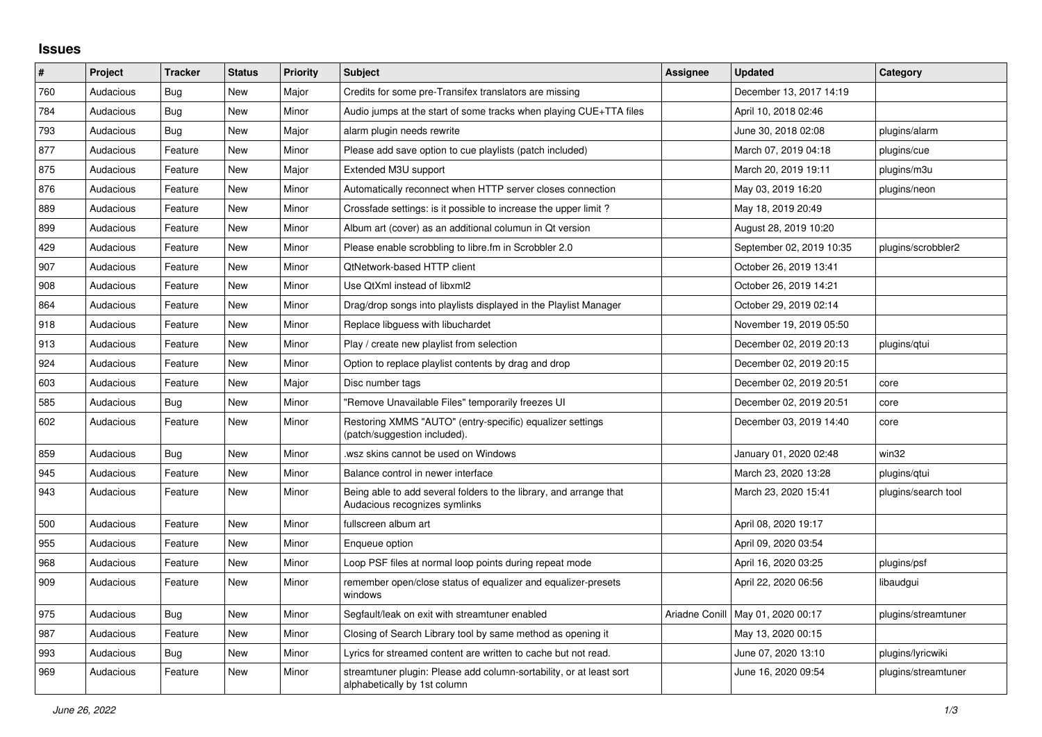## Issues

| # | Project | Tracker | Status | Priority | Subject | Assignee | Updated | Category |
|---|---|---|---|---|---|---|---|---|
| 760 | Audacious | Bug | New | Major | Credits for some pre-Transifex translators are missing | | December 13, 2017 14:19 | |
| 784 | Audacious | Bug | New | Minor | Audio jumps at the start of some tracks when playing CUE+TTA files | | April 10, 2018 02:46 | |
| 793 | Audacious | Bug | New | Major | alarm plugin needs rewrite | | June 30, 2018 02:08 | plugins/alarm |
| 877 | Audacious | Feature | New | Minor | Please add save option to cue playlists (patch included) | | March 07, 2019 04:18 | plugins/cue |
| 875 | Audacious | Feature | New | Major | Extended M3U support | | March 20, 2019 19:11 | plugins/m3u |
| 876 | Audacious | Feature | New | Minor | Automatically reconnect when HTTP server closes connection | | May 03, 2019 16:20 | plugins/neon |
| 889 | Audacious | Feature | New | Minor | Crossfade settings: is it possible to increase the upper limit ? | | May 18, 2019 20:49 | |
| 899 | Audacious | Feature | New | Minor | Album art (cover) as an additional columun in Qt version | | August 28, 2019 10:20 | |
| 429 | Audacious | Feature | New | Minor | Please enable scrobbling to libre.fm in Scrobbler 2.0 | | September 02, 2019 10:35 | plugins/scrobbler2 |
| 907 | Audacious | Feature | New | Minor | QtNetwork-based HTTP client | | October 26, 2019 13:41 | |
| 908 | Audacious | Feature | New | Minor | Use QtXml instead of libxml2 | | October 26, 2019 14:21 | |
| 864 | Audacious | Feature | New | Minor | Drag/drop songs into playlists displayed in the Playlist Manager | | October 29, 2019 02:14 | |
| 918 | Audacious | Feature | New | Minor | Replace libguess with libuchardet | | November 19, 2019 05:50 | |
| 913 | Audacious | Feature | New | Minor | Play / create new playlist from selection | | December 02, 2019 20:13 | plugins/qtui |
| 924 | Audacious | Feature | New | Minor | Option to replace playlist contents by drag and drop | | December 02, 2019 20:15 | |
| 603 | Audacious | Feature | New | Major | Disc number tags | | December 02, 2019 20:51 | core |
| 585 | Audacious | Bug | New | Minor | "Remove Unavailable Files" temporarily freezes UI | | December 02, 2019 20:51 | core |
| 602 | Audacious | Feature | New | Minor | Restoring XMMS "AUTO" (entry-specific) equalizer settings (patch/suggestion included). | | December 03, 2019 14:40 | core |
| 859 | Audacious | Bug | New | Minor | .wsz skins cannot be used on Windows | | January 01, 2020 02:48 | win32 |
| 945 | Audacious | Feature | New | Minor | Balance control in newer interface | | March 23, 2020 13:28 | plugins/qtui |
| 943 | Audacious | Feature | New | Minor | Being able to add several folders to the library, and arrange that Audacious recognizes symlinks | | March 23, 2020 15:41 | plugins/search tool |
| 500 | Audacious | Feature | New | Minor | fullscreen album art | | April 08, 2020 19:17 | |
| 955 | Audacious | Feature | New | Minor | Enqueue option | | April 09, 2020 03:54 | |
| 968 | Audacious | Feature | New | Minor | Loop PSF files at normal loop points during repeat mode | | April 16, 2020 03:25 | plugins/psf |
| 909 | Audacious | Feature | New | Minor | remember open/close status of equalizer and equalizer-presets windows | | April 22, 2020 06:56 | libaudgui |
| 975 | Audacious | Bug | New | Minor | Segfault/leak on exit with streamtuner enabled | Ariadne Conill | May 01, 2020 00:17 | plugins/streamtuner |
| 987 | Audacious | Feature | New | Minor | Closing of Search Library tool by same method as opening it | | May 13, 2020 00:15 | |
| 993 | Audacious | Bug | New | Minor | Lyrics for streamed content are written to cache but not read. | | June 07, 2020 13:10 | plugins/lyricwiki |
| 969 | Audacious | Feature | New | Minor | streamtuner plugin: Please add column-sortability, or at least sort alphabetically by 1st column | | June 16, 2020 09:54 | plugins/streamtuner |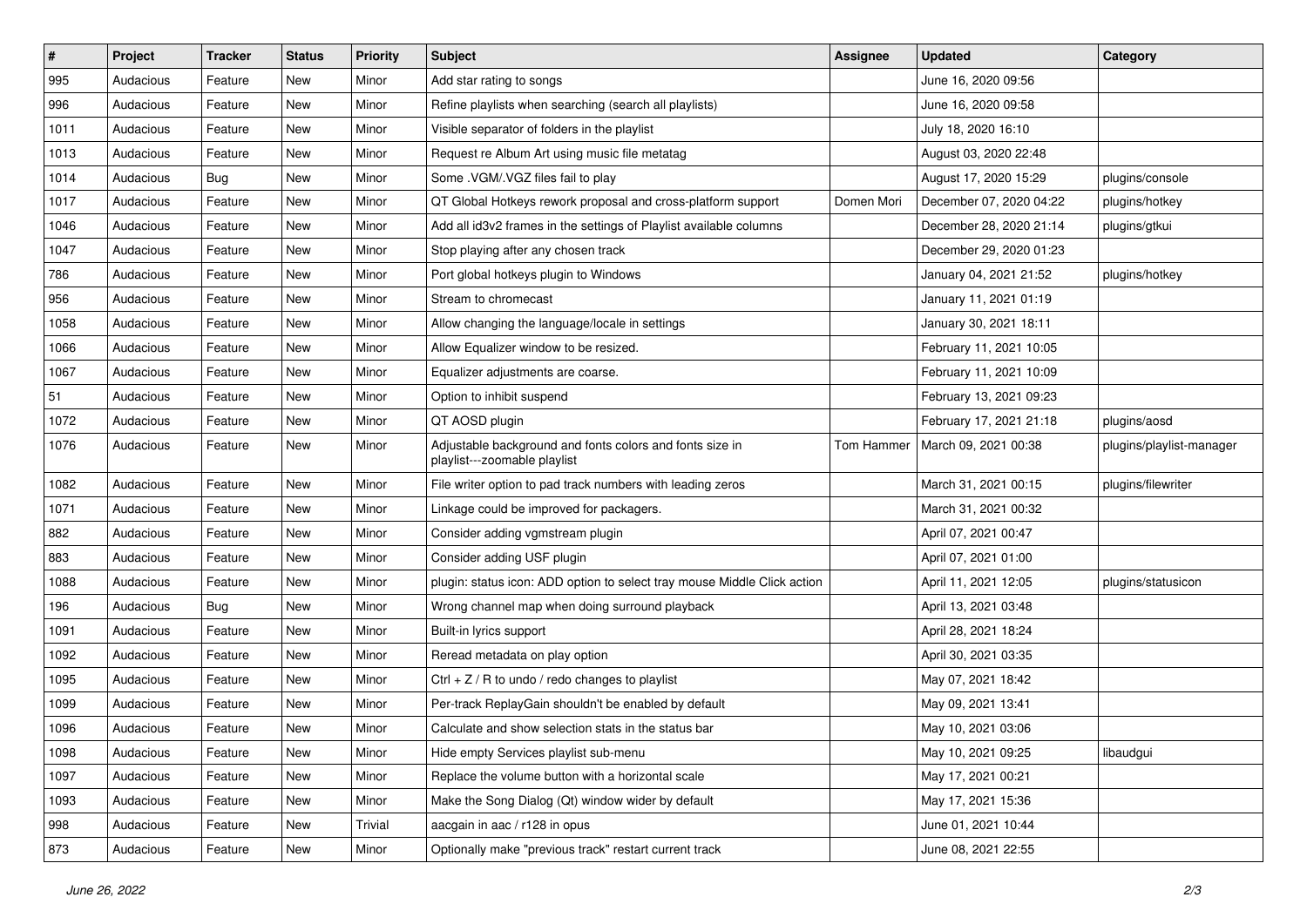| # | Project | Tracker | Status | Priority | Subject | Assignee | Updated | Category |
|---|---|---|---|---|---|---|---|---|
| 995 | Audacious | Feature | New | Minor | Add star rating to songs | | June 16, 2020 09:56 | |
| 996 | Audacious | Feature | New | Minor | Refine playlists when searching (search all playlists) | | June 16, 2020 09:58 | |
| 1011 | Audacious | Feature | New | Minor | Visible separator of folders in the playlist | | July 18, 2020 16:10 | |
| 1013 | Audacious | Feature | New | Minor | Request re Album Art using music file metatag | | August 03, 2020 22:48 | |
| 1014 | Audacious | Bug | New | Minor | Some .VGM/.VGZ files fail to play | | August 17, 2020 15:29 | plugins/console |
| 1017 | Audacious | Feature | New | Minor | QT Global Hotkeys rework proposal and cross-platform support | Domen Mori | December 07, 2020 04:22 | plugins/hotkey |
| 1046 | Audacious | Feature | New | Minor | Add all id3v2 frames in the settings of Playlist available columns | | December 28, 2020 21:14 | plugins/gtkui |
| 1047 | Audacious | Feature | New | Minor | Stop playing after any chosen track | | December 29, 2020 01:23 | |
| 786 | Audacious | Feature | New | Minor | Port global hotkeys plugin to Windows | | January 04, 2021 21:52 | plugins/hotkey |
| 956 | Audacious | Feature | New | Minor | Stream to chromecast | | January 11, 2021 01:19 | |
| 1058 | Audacious | Feature | New | Minor | Allow changing the language/locale in settings | | January 30, 2021 18:11 | |
| 1066 | Audacious | Feature | New | Minor | Allow Equalizer window to be resized. | | February 11, 2021 10:05 | |
| 1067 | Audacious | Feature | New | Minor | Equalizer adjustments are coarse. | | February 11, 2021 10:09 | |
| 51 | Audacious | Feature | New | Minor | Option to inhibit suspend | | February 13, 2021 09:23 | |
| 1072 | Audacious | Feature | New | Minor | QT AOSD plugin | | February 17, 2021 21:18 | plugins/aosd |
| 1076 | Audacious | Feature | New | Minor | Adjustable background and fonts colors and fonts size in playlist---zoomable playlist | Tom Hammer | March 09, 2021 00:38 | plugins/playlist-manager |
| 1082 | Audacious | Feature | New | Minor | File writer option to pad track numbers with leading zeros | | March 31, 2021 00:15 | plugins/filewriter |
| 1071 | Audacious | Feature | New | Minor | Linkage could be improved for packagers. | | March 31, 2021 00:32 | |
| 882 | Audacious | Feature | New | Minor | Consider adding vgmstream plugin | | April 07, 2021 00:47 | |
| 883 | Audacious | Feature | New | Minor | Consider adding USF plugin | | April 07, 2021 01:00 | |
| 1088 | Audacious | Feature | New | Minor | plugin: status icon: ADD option to select tray mouse Middle Click action | | April 11, 2021 12:05 | plugins/statusicon |
| 196 | Audacious | Bug | New | Minor | Wrong channel map when doing surround playback | | April 13, 2021 03:48 | |
| 1091 | Audacious | Feature | New | Minor | Built-in lyrics support | | April 28, 2021 18:24 | |
| 1092 | Audacious | Feature | New | Minor | Reread metadata on play option | | April 30, 2021 03:35 | |
| 1095 | Audacious | Feature | New | Minor | Ctrl + Z / R to undo / redo changes to playlist | | May 07, 2021 18:42 | |
| 1099 | Audacious | Feature | New | Minor | Per-track ReplayGain shouldn't be enabled by default | | May 09, 2021 13:41 | |
| 1096 | Audacious | Feature | New | Minor | Calculate and show selection stats in the status bar | | May 10, 2021 03:06 | |
| 1098 | Audacious | Feature | New | Minor | Hide empty Services playlist sub-menu | | May 10, 2021 09:25 | libaudgui |
| 1097 | Audacious | Feature | New | Minor | Replace the volume button with a horizontal scale | | May 17, 2021 00:21 | |
| 1093 | Audacious | Feature | New | Minor | Make the Song Dialog (Qt) window wider by default | | May 17, 2021 15:36 | |
| 998 | Audacious | Feature | New | Trivial | aacgain in aac / r128 in opus | | June 01, 2021 10:44 | |
| 873 | Audacious | Feature | New | Minor | Optionally make "previous track" restart current track | | June 08, 2021 22:55 | |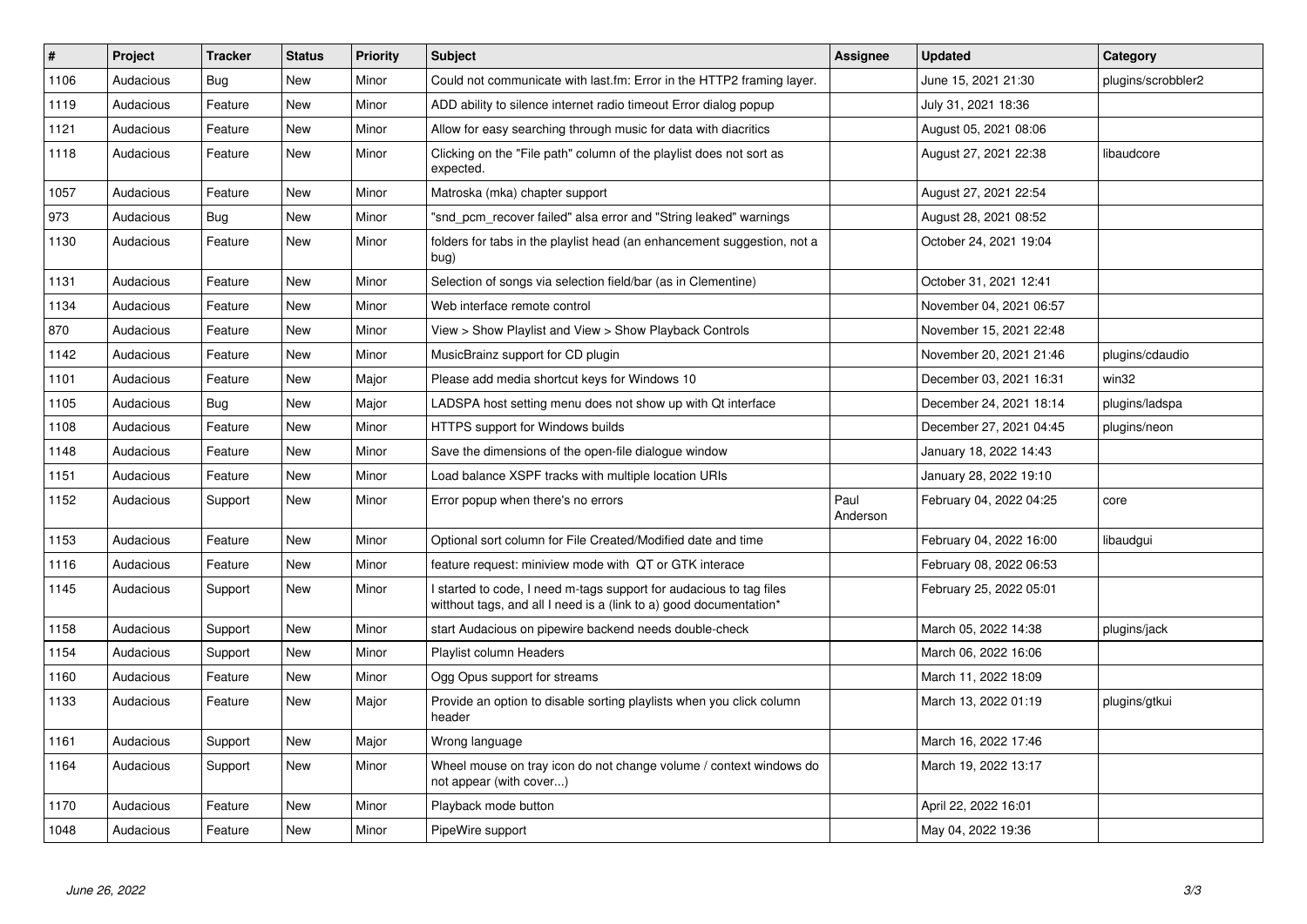| # | Project | Tracker | Status | Priority | Subject | Assignee | Updated | Category |
|---|---|---|---|---|---|---|---|---|
| 1106 | Audacious | Bug | New | Minor | Could not communicate with last.fm: Error in the HTTP2 framing layer. | | June 15, 2021 21:30 | plugins/scrobbler2 |
| 1119 | Audacious | Feature | New | Minor | ADD ability to silence internet radio timeout Error dialog popup | | July 31, 2021 18:36 | |
| 1121 | Audacious | Feature | New | Minor | Allow for easy searching through music for data with diacritics | | August 05, 2021 08:06 | |
| 1118 | Audacious | Feature | New | Minor | Clicking on the "File path" column of the playlist does not sort as expected. | | August 27, 2021 22:38 | libaudcore |
| 1057 | Audacious | Feature | New | Minor | Matroska (mka) chapter support | | August 27, 2021 22:54 | |
| 973 | Audacious | Bug | New | Minor | "snd_pcm_recover failed" alsa error and "String leaked" warnings | | August 28, 2021 08:52 | |
| 1130 | Audacious | Feature | New | Minor | folders for tabs in the playlist head (an enhancement suggestion, not a bug) | | October 24, 2021 19:04 | |
| 1131 | Audacious | Feature | New | Minor | Selection of songs via selection field/bar (as in Clementine) | | October 31, 2021 12:41 | |
| 1134 | Audacious | Feature | New | Minor | Web interface remote control | | November 04, 2021 06:57 | |
| 870 | Audacious | Feature | New | Minor | View > Show Playlist and View > Show Playback Controls | | November 15, 2021 22:48 | |
| 1142 | Audacious | Feature | New | Minor | MusicBrainz support for CD plugin | | November 20, 2021 21:46 | plugins/cdaudio |
| 1101 | Audacious | Feature | New | Major | Please add media shortcut keys for Windows 10 | | December 03, 2021 16:31 | win32 |
| 1105 | Audacious | Bug | New | Major | LADSPA host setting menu does not show up with Qt interface | | December 24, 2021 18:14 | plugins/ladspa |
| 1108 | Audacious | Feature | New | Minor | HTTPS support for Windows builds | | December 27, 2021 04:45 | plugins/neon |
| 1148 | Audacious | Feature | New | Minor | Save the dimensions of the open-file dialogue window | | January 18, 2022 14:43 | |
| 1151 | Audacious | Feature | New | Minor | Load balance XSPF tracks with multiple location URIs | | January 28, 2022 19:10 | |
| 1152 | Audacious | Support | New | Minor | Error popup when there's no errors | Paul Anderson | February 04, 2022 04:25 | core |
| 1153 | Audacious | Feature | New | Minor | Optional sort column for File Created/Modified date and time | | February 04, 2022 16:00 | libaudgui |
| 1116 | Audacious | Feature | New | Minor | feature request: miniview mode with QT or GTK interace | | February 08, 2022 06:53 | |
| 1145 | Audacious | Support | New | Minor | I started to code, I need m-tags support for audacious to tag files witthout tags, and all I need is a (link to a) good documentation* | | February 25, 2022 05:01 | |
| 1158 | Audacious | Support | New | Minor | start Audacious on pipewire backend needs double-check | | March 05, 2022 14:38 | plugins/jack |
| 1154 | Audacious | Support | New | Minor | Playlist column Headers | | March 06, 2022 16:06 | |
| 1160 | Audacious | Feature | New | Minor | Ogg Opus support for streams | | March 11, 2022 18:09 | |
| 1133 | Audacious | Feature | New | Major | Provide an option to disable sorting playlists when you click column header | | March 13, 2022 01:19 | plugins/gtkui |
| 1161 | Audacious | Support | New | Major | Wrong language | | March 16, 2022 17:46 | |
| 1164 | Audacious | Support | New | Minor | Wheel mouse on tray icon do not change volume / context windows do not appear (with cover...) | | March 19, 2022 13:17 | |
| 1170 | Audacious | Feature | New | Minor | Playback mode button | | April 22, 2022 16:01 | |
| 1048 | Audacious | Feature | New | Minor | PipeWire support | | May 04, 2022 19:36 | |